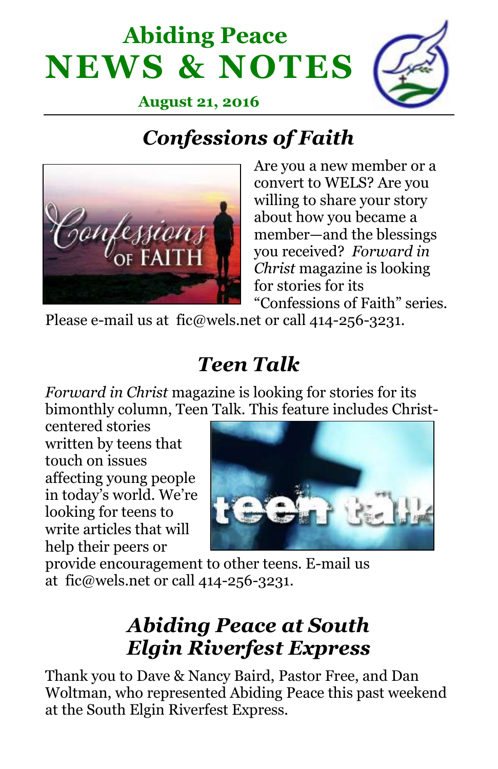# Abiding Peace NEWS & NOTES

**August 21, 2016**

## *Confessions of Faith*

Are you a new member or a convert to WELS? Are you willing to share your story about how you became a member—and the blessings you received? *Forward in Christ* magazine is looking for stories for its "Confessions of Faith" series. Please e-mail us at fic@wels.net or call 414-256-3231.

## *Teen Talk*

*Forward in Christ* magazine is looking for stories for its bimonthly column, Teen Talk. This feature includes Christ-centered stories written by teens that touch on issues affecting young people in today's world. We're looking for teens to write articles that will help their peers or provide encouragement to other teens. E-mail us at fic@wels.net or call 414-256-3231.

## *Abiding Peace at South Elgin Riverfest Express*

Thank you to Dave & Nancy Baird, Pastor Free, and Dan Woltman, who represented Abiding Peace this past weekend at the South Elgin Riverfest Express.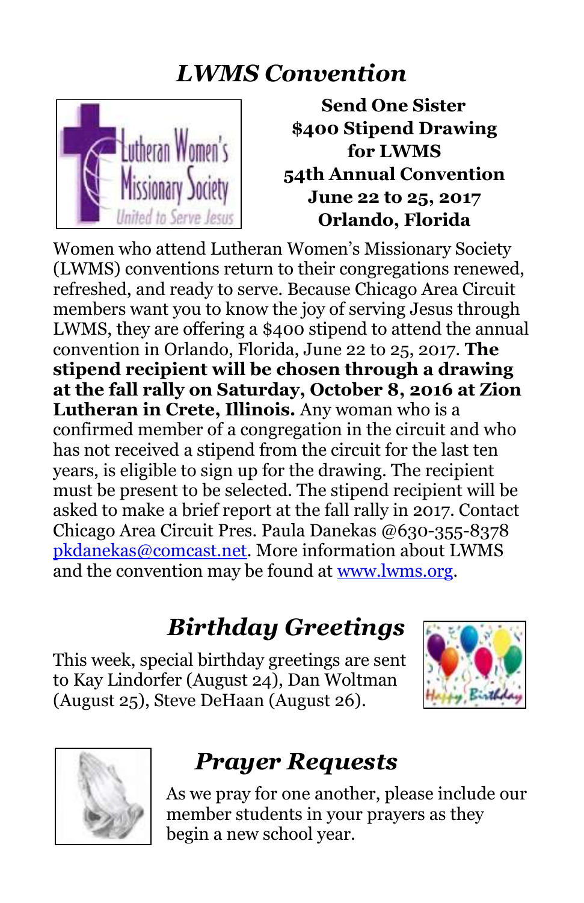## *LWMS Convention*

**Send One Sister**
**$400 Stipend Drawing**
**for LWMS**
**54th Annual Convention**
**June 22 to 25, 2017**
**Orlando, Florida**

Women who attend Lutheran Women's Missionary Society (LWMS) conventions return to their congregations renewed, refreshed, and ready to serve. Because Chicago Area Circuit members want you to know the joy of serving Jesus through LWMS, they are offering a $400 stipend to attend the annual convention in Orlando, Florida, June 22 to 25, 2017. **The stipend recipient will be chosen through a drawing at the fall rally on Saturday, October 8, 2016 at Zion Lutheran in Crete, Illinois.** Any woman who is a confirmed member of a congregation in the circuit and who has not received a stipend from the circuit for the last ten years, is eligible to sign up for the drawing. The recipient must be present to be selected. The stipend recipient will be asked to make a brief report at the fall rally in 2017. Contact Chicago Area Circuit Pres. Paula Danekas @630-355-8378 pkdanekas@comcast.net. More information about LWMS and the convention may be found at www.lwms.org.

## *Birthday Greetings*

This week, special birthday greetings are sent to Kay Lindorfer (August 24), Dan Woltman (August 25), Steve DeHaan (August 26).

## *Prayer Requests*

As we pray for one another, please include our member students in your prayers as they begin a new school year.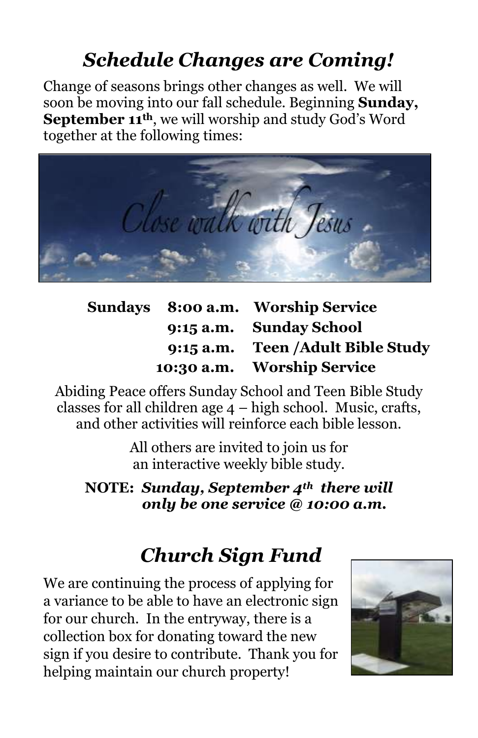## *Schedule Changes are Coming!*

Change of seasons brings other changes as well. We will soon be moving into our fall schedule. Beginning **Sunday, September 11th**, we will worship and study God's Word together at the following times:

| | | |
|---|---|---|
| **Sundays** | **8:00 a.m.** | **Worship Service** |
| | **9:15 a.m.** | **Sunday School** |
| | **9:15 a.m.** | **Teen /Adult Bible Study** |
| | **10:30 a.m.** | **Worship Service** |

Abiding Peace offers Sunday School and Teen Bible Study classes for all children age 4 – high school. Music, crafts, and other activities will reinforce each bible lesson.

All others are invited to join us for an interactive weekly bible study.

**NOTE:** ***Sunday, September 4th there will only be one service @ 10:00 a.m.***

## *Church Sign Fund*

We are continuing the process of applying for a variance to be able to have an electronic sign for our church. In the entryway, there is a collection box for donating toward the new sign if you desire to contribute. Thank you for helping maintain our church property!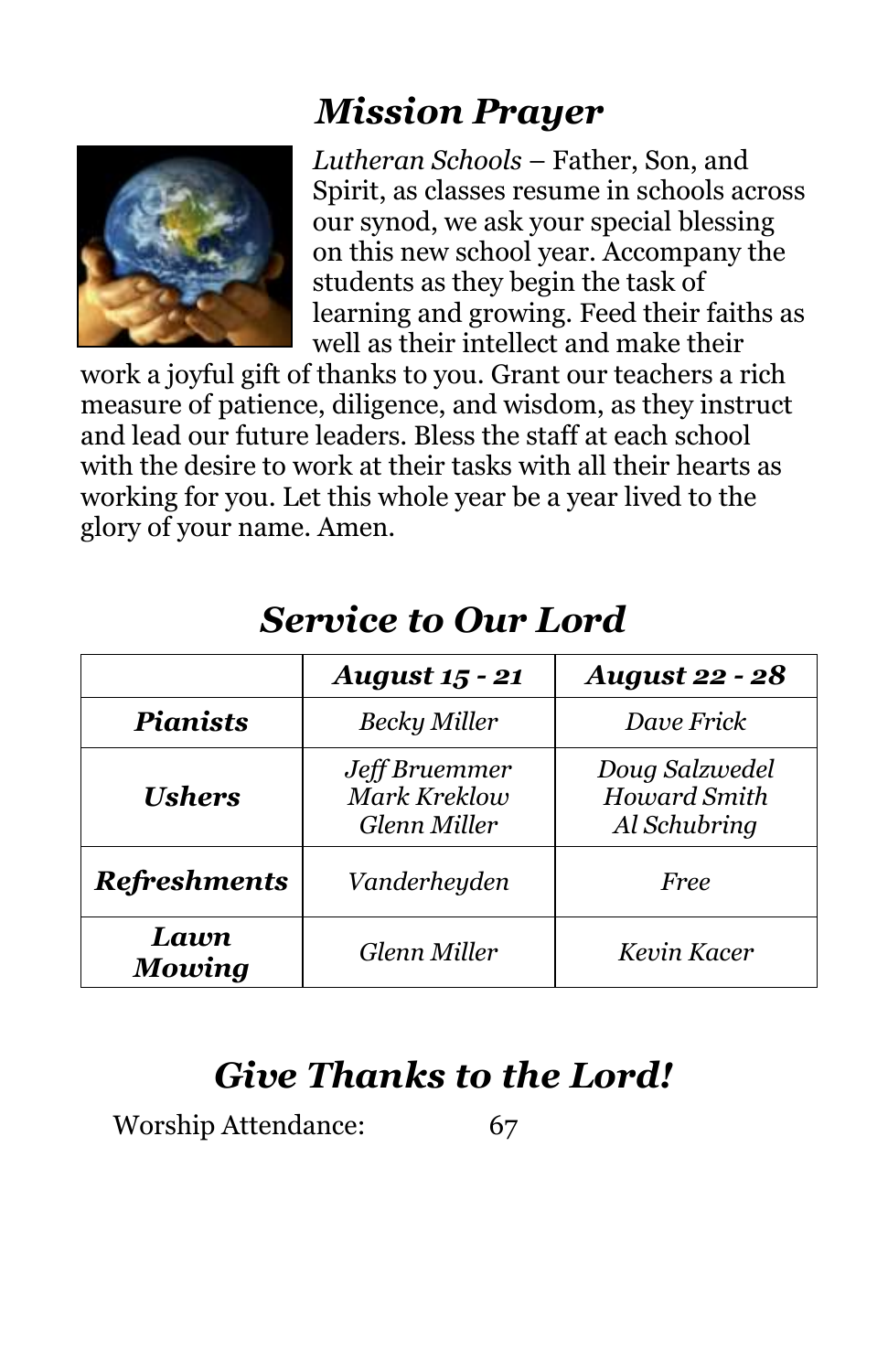# *Mission Prayer*

*Lutheran Schools* – Father, Son, and Spirit, as classes resume in schools across our synod, we ask your special blessing on this new school year. Accompany the students as they begin the task of learning and growing. Feed their faiths as well as their intellect and make their work a joyful gift of thanks to you. Grant our teachers a rich measure of patience, diligence, and wisdom, as they instruct and lead our future leaders. Bless the staff at each school with the desire to work at their tasks with all their hearts as working for you. Let this whole year be a year lived to the glory of your name. Amen.

# *Service to Our Lord*

| | ***August 15 - 21*** | ***August 22 - 28*** |
|---|---|---|
| ***Pianists*** | *Becky Miller* | *Dave Frick* |
| ***Ushers*** | *Jeff Bruemmer*<br>*Mark Kreklow*<br>*Glenn Miller* | *Doug Salzwedel*<br>*Howard Smith*<br>*Al Schubring* |
| ***Refreshments*** | *Vanderheyden* | *Free* |
| ***Lawn Mowing*** | *Glenn Miller* | *Kevin Kacer* |

# *Give Thanks to the Lord!*

Worship Attendance: 67